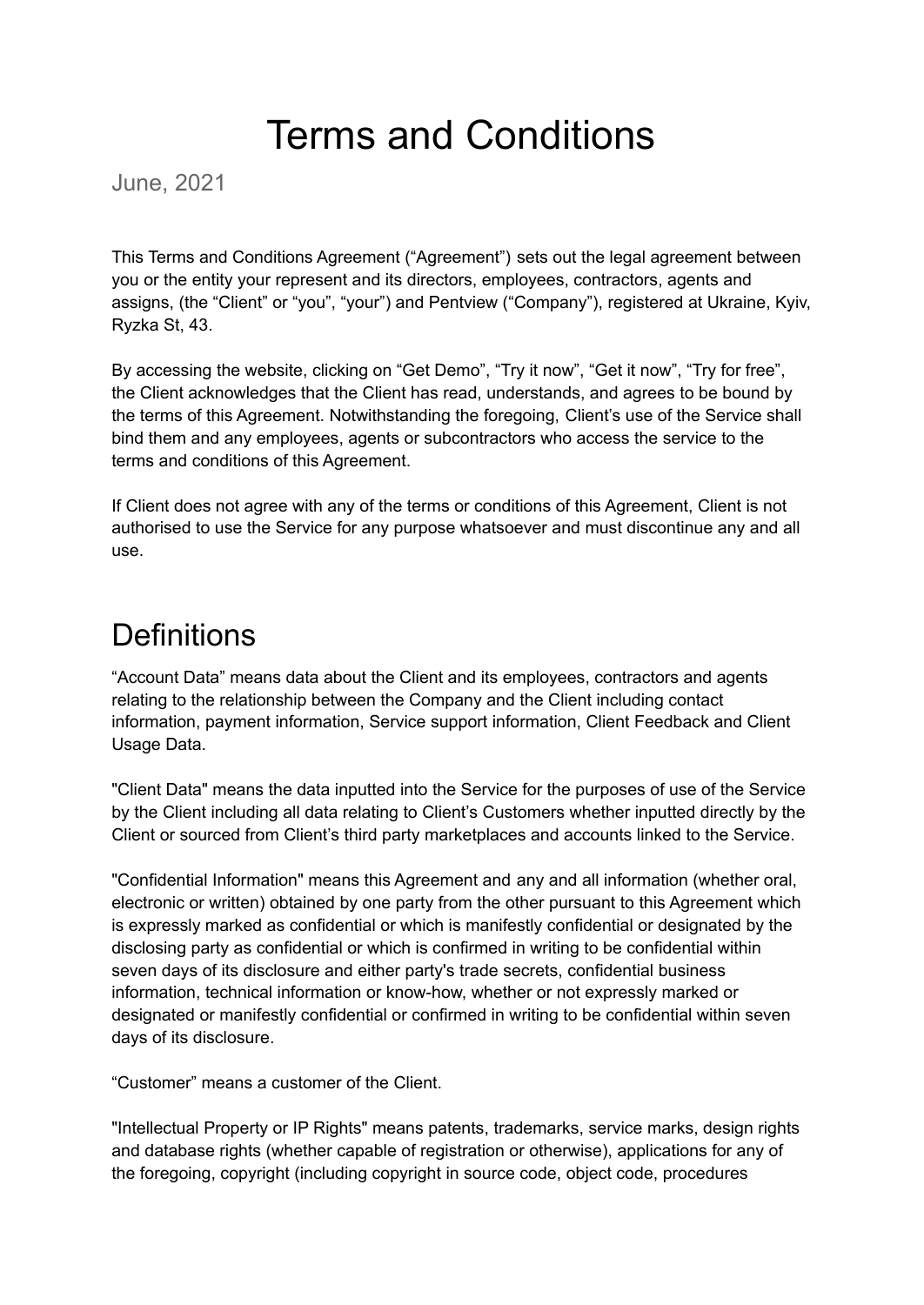# Terms and Conditions

June, 2021

This Terms and Conditions Agreement ("Agreement") sets out the legal agreement between you or the entity your represent and its directors, employees, contractors, agents and assigns, (the "Client" or "you", "your") and Pentview ("Company"), registered at Ukraine, Kyiv, Ryzka St, 43.

By accessing the website, clicking on "Get Demo", "Try it now", "Get it now", "Try for free", the Client acknowledges that the Client has read, understands, and agrees to be bound by the terms of this Agreement. Notwithstanding the foregoing, Client's use of the Service shall bind them and any employees, agents or subcontractors who access the service to the terms and conditions of this Agreement.

If Client does not agree with any of the terms or conditions of this Agreement, Client is not authorised to use the Service for any purpose whatsoever and must discontinue any and all use.

## Definitions

"Account Data" means data about the Client and its employees, contractors and agents relating to the relationship between the Company and the Client including contact information, payment information, Service support information, Client Feedback and Client Usage Data.

"Client Data" means the data inputted into the Service for the purposes of use of the Service by the Client including all data relating to Client's Customers whether inputted directly by the Client or sourced from Client's third party marketplaces and accounts linked to the Service.

"Confidential Information" means this Agreement and any and all information (whether oral, electronic or written) obtained by one party from the other pursuant to this Agreement which is expressly marked as confidential or which is manifestly confidential or designated by the disclosing party as confidential or which is confirmed in writing to be confidential within seven days of its disclosure and either party's trade secrets, confidential business information, technical information or know-how, whether or not expressly marked or designated or manifestly confidential or confirmed in writing to be confidential within seven days of its disclosure.

"Customer" means a customer of the Client.

"Intellectual Property or IP Rights" means patents, trademarks, service marks, design rights and database rights (whether capable of registration or otherwise), applications for any of the foregoing, copyright (including copyright in source code, object code, procedures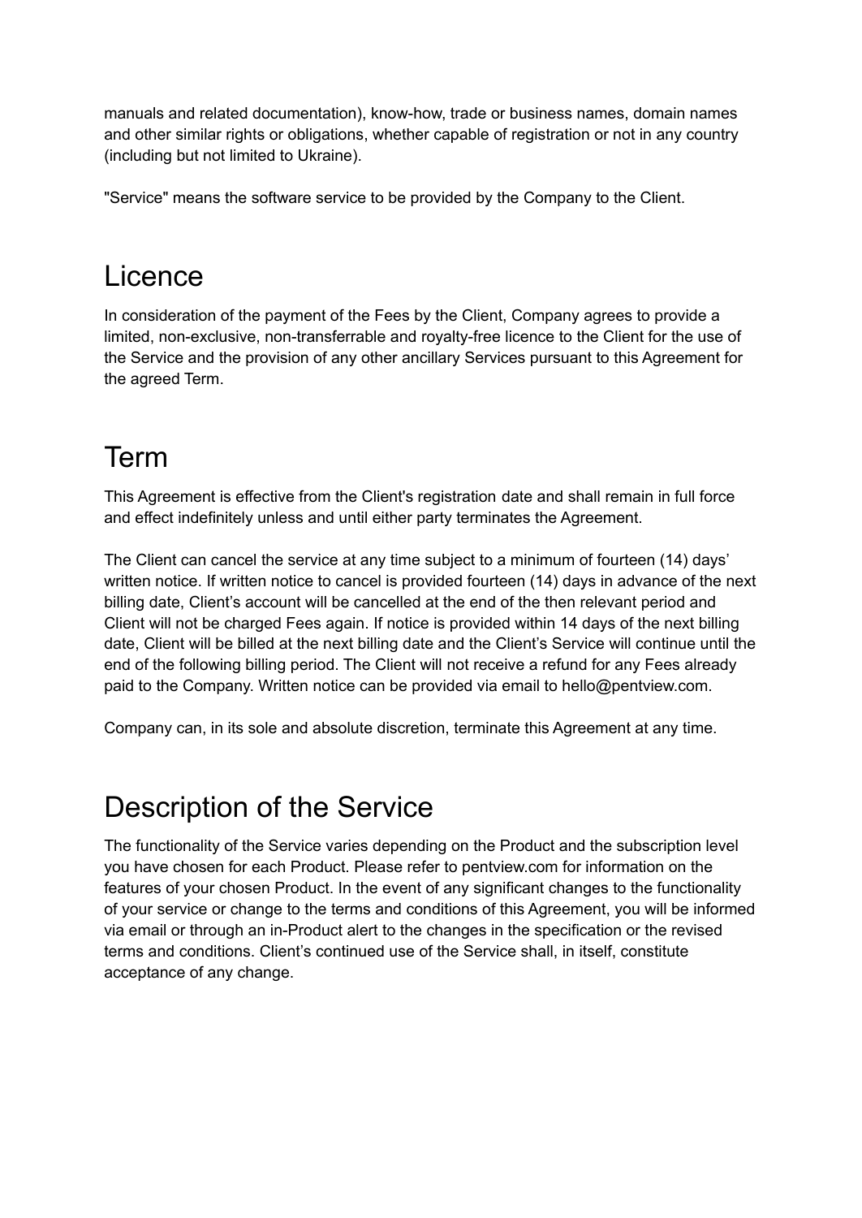manuals and related documentation), know-how, trade or business names, domain names and other similar rights or obligations, whether capable of registration or not in any country (including but not limited to Ukraine).

"Service" means the software service to be provided by the Company to the Client.

## Licence

In consideration of the payment of the Fees by the Client, Company agrees to provide a limited, non-exclusive, non-transferrable and royalty-free licence to the Client for the use of the Service and the provision of any other ancillary Services pursuant to this Agreement for the agreed Term.

## Term

This Agreement is effective from the Client's registration date and shall remain in full force and effect indefinitely unless and until either party terminates the Agreement.

The Client can cancel the service at any time subject to a minimum of fourteen (14) days' written notice. If written notice to cancel is provided fourteen (14) days in advance of the next billing date, Client's account will be cancelled at the end of the then relevant period and Client will not be charged Fees again. If notice is provided within 14 days of the next billing date, Client will be billed at the next billing date and the Client's Service will continue until the end of the following billing period. The Client will not receive a refund for any Fees already paid to the Company. Written notice can be provided via email to hello@pentview.com.

Company can, in its sole and absolute discretion, terminate this Agreement at any time.

## Description of the Service

The functionality of the Service varies depending on the Product and the subscription level you have chosen for each Product. Please refer to pentview.com for information on the features of your chosen Product. In the event of any significant changes to the functionality of your service or change to the terms and conditions of this Agreement, you will be informed via email or through an in-Product alert to the changes in the specification or the revised terms and conditions. Client's continued use of the Service shall, in itself, constitute acceptance of any change.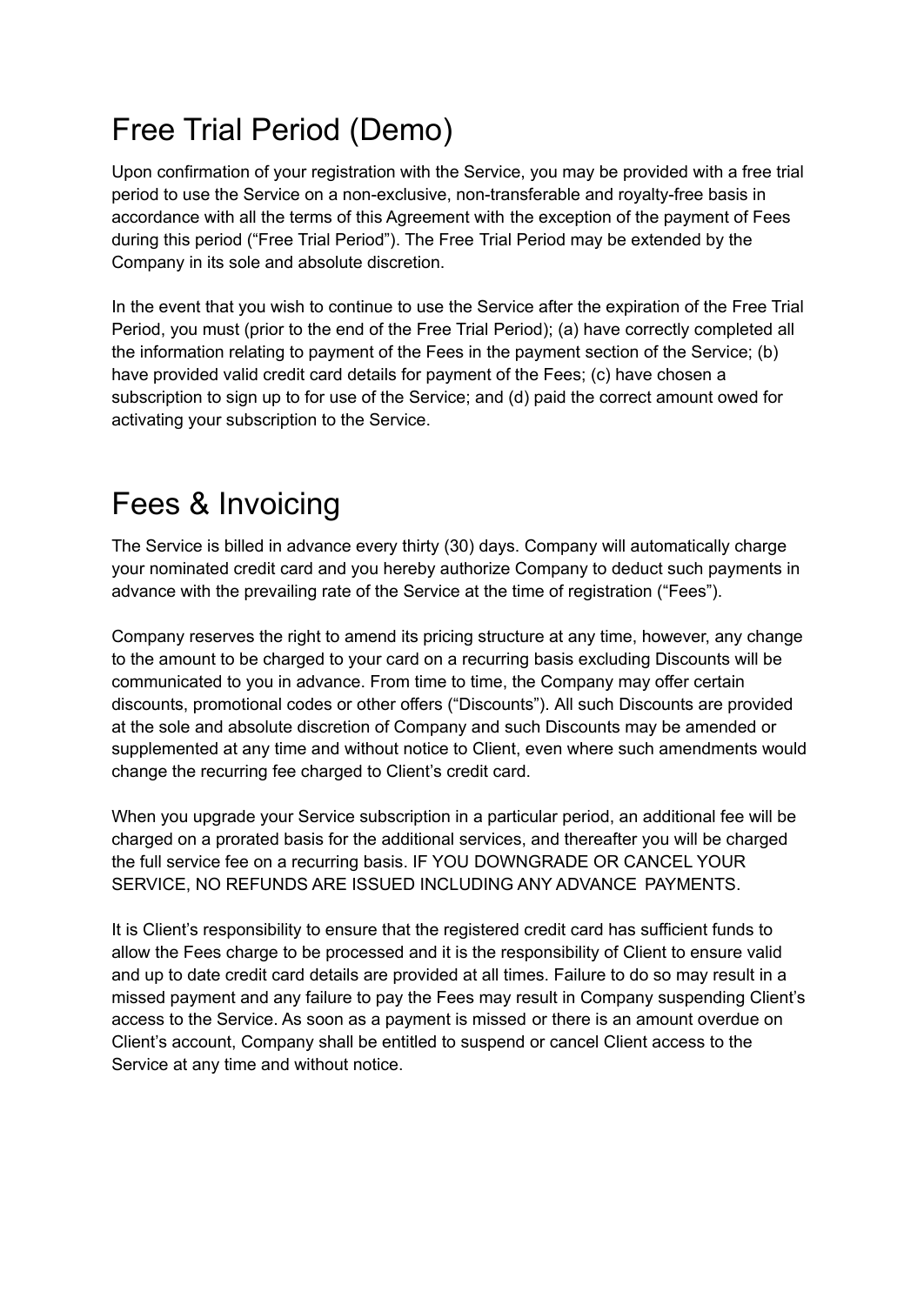# Free Trial Period (Demo)

Upon confirmation of your registration with the Service, you may be provided with a free trial period to use the Service on a non-exclusive, non-transferable and royalty-free basis in accordance with all the terms of this Agreement with the exception of the payment of Fees during this period ("Free Trial Period"). The Free Trial Period may be extended by the Company in its sole and absolute discretion.

In the event that you wish to continue to use the Service after the expiration of the Free Trial Period, you must (prior to the end of the Free Trial Period); (a) have correctly completed all the information relating to payment of the Fees in the payment section of the Service; (b) have provided valid credit card details for payment of the Fees; (c) have chosen a subscription to sign up to for use of the Service; and (d) paid the correct amount owed for activating your subscription to the Service.

# Fees & Invoicing

The Service is billed in advance every thirty (30) days. Company will automatically charge your nominated credit card and you hereby authorize Company to deduct such payments in advance with the prevailing rate of the Service at the time of registration ("Fees").

Company reserves the right to amend its pricing structure at any time, however, any change to the amount to be charged to your card on a recurring basis excluding Discounts will be communicated to you in advance. From time to time, the Company may offer certain discounts, promotional codes or other offers ("Discounts"). All such Discounts are provided at the sole and absolute discretion of Company and such Discounts may be amended or supplemented at any time and without notice to Client, even where such amendments would change the recurring fee charged to Client's credit card.

When you upgrade your Service subscription in a particular period, an additional fee will be charged on a prorated basis for the additional services, and thereafter you will be charged the full service fee on a recurring basis. IF YOU DOWNGRADE OR CANCEL YOUR SERVICE, NO REFUNDS ARE ISSUED INCLUDING ANY ADVANCE PAYMENTS.

It is Client's responsibility to ensure that the registered credit card has sufficient funds to allow the Fees charge to be processed and it is the responsibility of Client to ensure valid and up to date credit card details are provided at all times. Failure to do so may result in a missed payment and any failure to pay the Fees may result in Company suspending Client's access to the Service. As soon as a payment is missed or there is an amount overdue on Client's account, Company shall be entitled to suspend or cancel Client access to the Service at any time and without notice.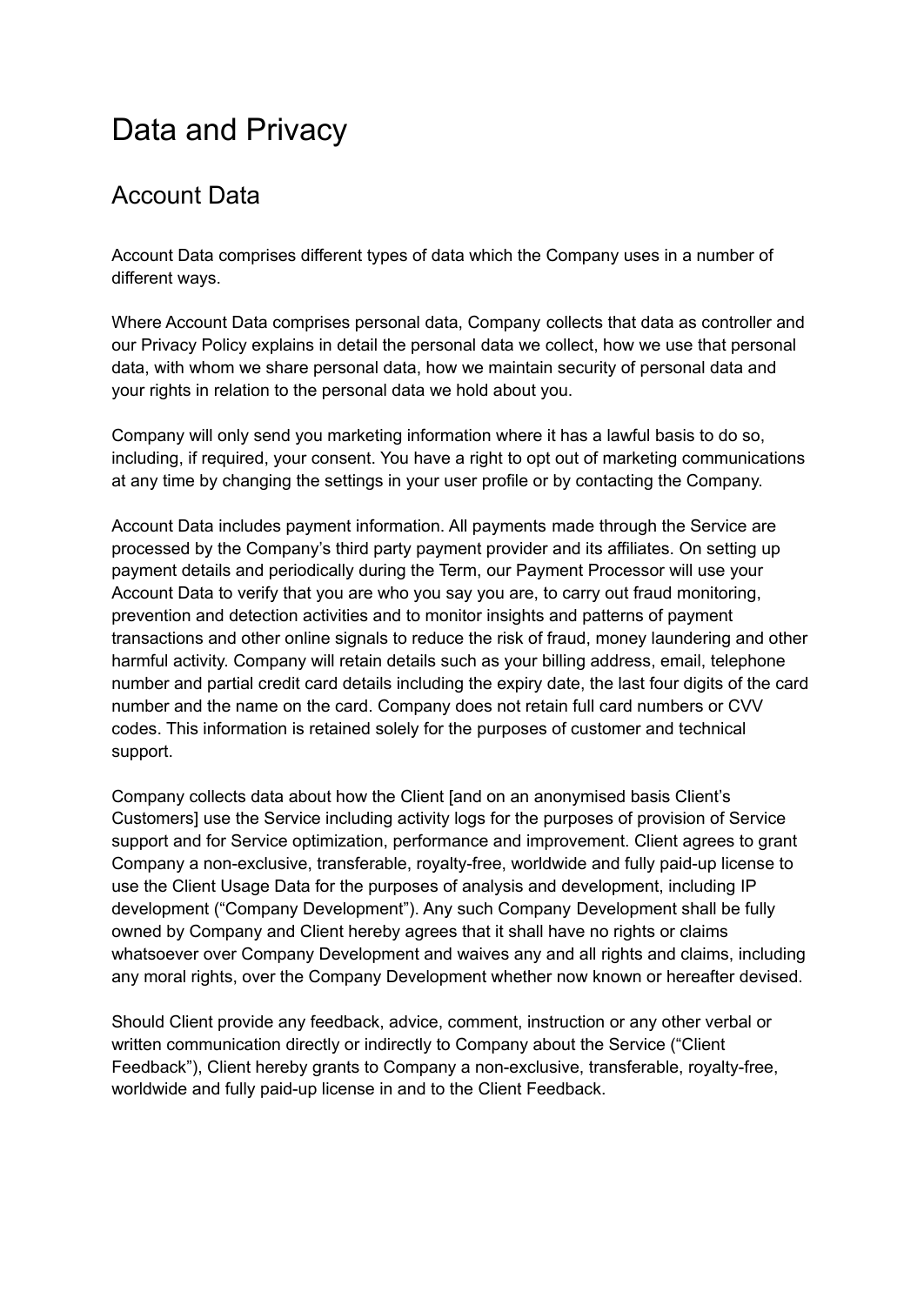# Data and Privacy

## Account Data

Account Data comprises different types of data which the Company uses in a number of different ways.

Where Account Data comprises personal data, Company collects that data as controller and our Privacy Policy explains in detail the personal data we collect, how we use that personal data, with whom we share personal data, how we maintain security of personal data and your rights in relation to the personal data we hold about you.

Company will only send you marketing information where it has a lawful basis to do so, including, if required, your consent. You have a right to opt out of marketing communications at any time by changing the settings in your user profile or by contacting the Company.

Account Data includes payment information. All payments made through the Service are processed by the Company's third party payment provider and its affiliates. On setting up payment details and periodically during the Term, our Payment Processor will use your Account Data to verify that you are who you say you are, to carry out fraud monitoring, prevention and detection activities and to monitor insights and patterns of payment transactions and other online signals to reduce the risk of fraud, money laundering and other harmful activity. Company will retain details such as your billing address, email, telephone number and partial credit card details including the expiry date, the last four digits of the card number and the name on the card. Company does not retain full card numbers or CVV codes. This information is retained solely for the purposes of customer and technical support.

Company collects data about how the Client [and on an anonymised basis Client's Customers] use the Service including activity logs for the purposes of provision of Service support and for Service optimization, performance and improvement. Client agrees to grant Company a non-exclusive, transferable, royalty-free, worldwide and fully paid-up license to use the Client Usage Data for the purposes of analysis and development, including IP development ("Company Development"). Any such Company Development shall be fully owned by Company and Client hereby agrees that it shall have no rights or claims whatsoever over Company Development and waives any and all rights and claims, including any moral rights, over the Company Development whether now known or hereafter devised.

Should Client provide any feedback, advice, comment, instruction or any other verbal or written communication directly or indirectly to Company about the Service ("Client Feedback"), Client hereby grants to Company a non-exclusive, transferable, royalty-free, worldwide and fully paid-up license in and to the Client Feedback.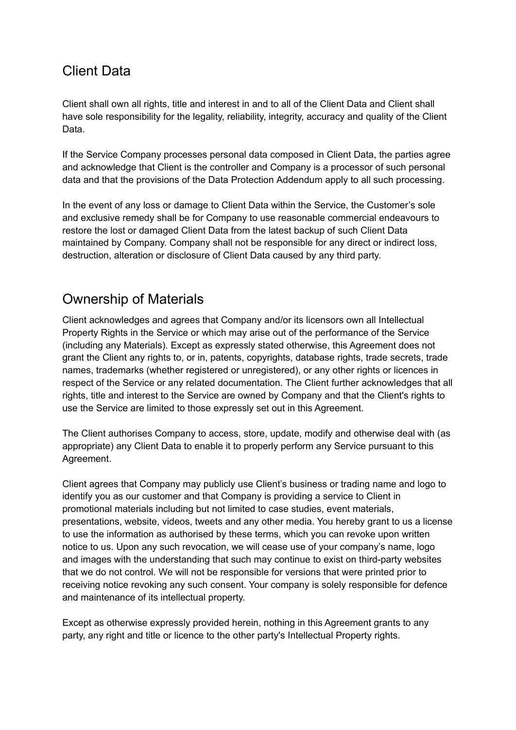## Client Data

Client shall own all rights, title and interest in and to all of the Client Data and Client shall have sole responsibility for the legality, reliability, integrity, accuracy and quality of the Client Data.

If the Service Company processes personal data composed in Client Data, the parties agree and acknowledge that Client is the controller and Company is a processor of such personal data and that the provisions of the Data Protection Addendum apply to all such processing.

In the event of any loss or damage to Client Data within the Service, the Customer's sole and exclusive remedy shall be for Company to use reasonable commercial endeavours to restore the lost or damaged Client Data from the latest backup of such Client Data maintained by Company. Company shall not be responsible for any direct or indirect loss, destruction, alteration or disclosure of Client Data caused by any third party.

## Ownership of Materials

Client acknowledges and agrees that Company and/or its licensors own all Intellectual Property Rights in the Service or which may arise out of the performance of the Service (including any Materials). Except as expressly stated otherwise, this Agreement does not grant the Client any rights to, or in, patents, copyrights, database rights, trade secrets, trade names, trademarks (whether registered or unregistered), or any other rights or licences in respect of the Service or any related documentation. The Client further acknowledges that all rights, title and interest to the Service are owned by Company and that the Client's rights to use the Service are limited to those expressly set out in this Agreement.

The Client authorises Company to access, store, update, modify and otherwise deal with (as appropriate) any Client Data to enable it to properly perform any Service pursuant to this Agreement.

Client agrees that Company may publicly use Client's business or trading name and logo to identify you as our customer and that Company is providing a service to Client in promotional materials including but not limited to case studies, event materials, presentations, website, videos, tweets and any other media. You hereby grant to us a license to use the information as authorised by these terms, which you can revoke upon written notice to us. Upon any such revocation, we will cease use of your company's name, logo and images with the understanding that such may continue to exist on third-party websites that we do not control. We will not be responsible for versions that were printed prior to receiving notice revoking any such consent. Your company is solely responsible for defence and maintenance of its intellectual property.

Except as otherwise expressly provided herein, nothing in this Agreement grants to any party, any right and title or licence to the other party's Intellectual Property rights.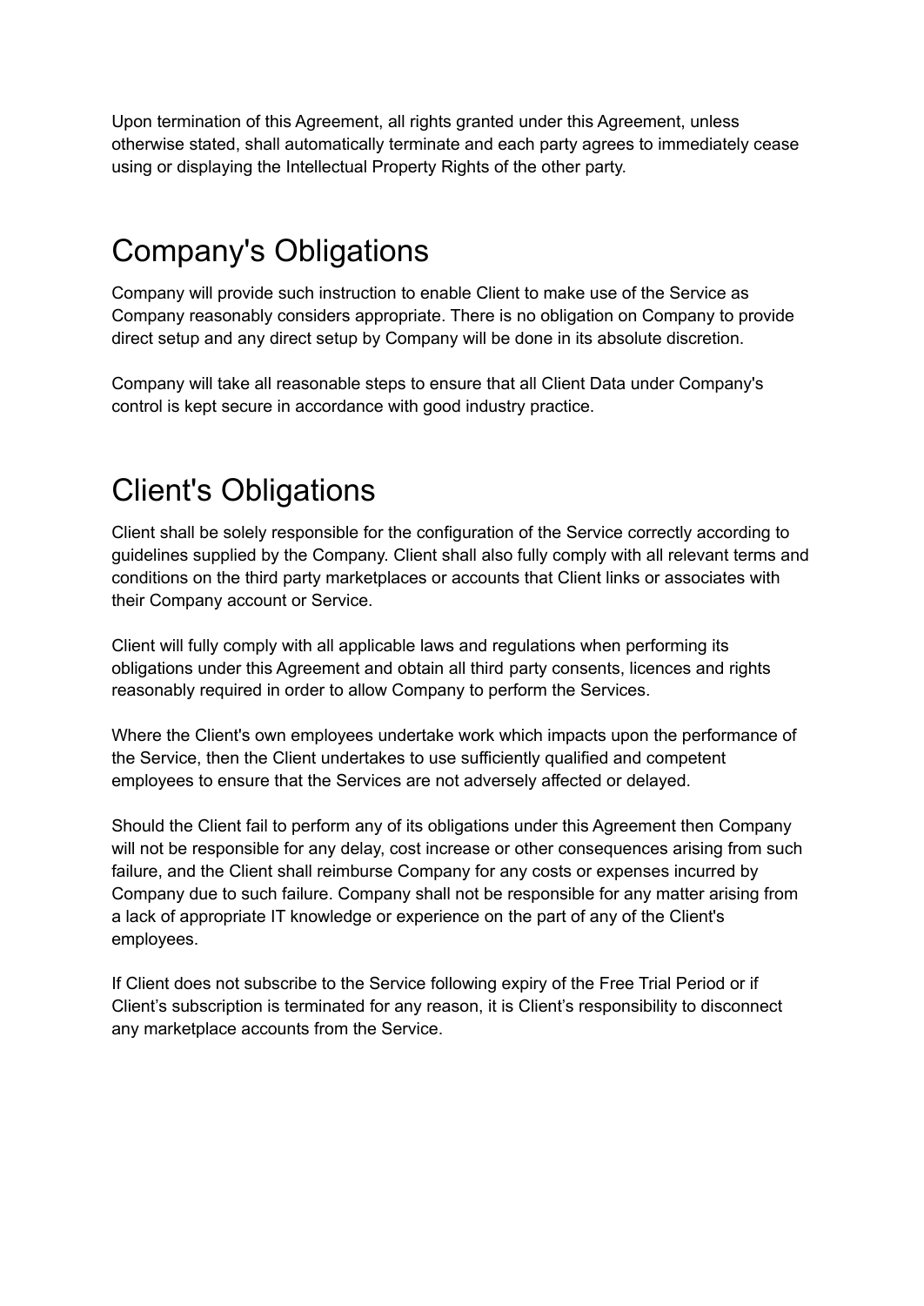Upon termination of this Agreement, all rights granted under this Agreement, unless otherwise stated, shall automatically terminate and each party agrees to immediately cease using or displaying the Intellectual Property Rights of the other party.

# Company's Obligations

Company will provide such instruction to enable Client to make use of the Service as Company reasonably considers appropriate. There is no obligation on Company to provide direct setup and any direct setup by Company will be done in its absolute discretion.

Company will take all reasonable steps to ensure that all Client Data under Company's control is kept secure in accordance with good industry practice.

# Client's Obligations

Client shall be solely responsible for the configuration of the Service correctly according to guidelines supplied by the Company. Client shall also fully comply with all relevant terms and conditions on the third party marketplaces or accounts that Client links or associates with their Company account or Service.

Client will fully comply with all applicable laws and regulations when performing its obligations under this Agreement and obtain all third party consents, licences and rights reasonably required in order to allow Company to perform the Services.

Where the Client's own employees undertake work which impacts upon the performance of the Service, then the Client undertakes to use sufficiently qualified and competent employees to ensure that the Services are not adversely affected or delayed.

Should the Client fail to perform any of its obligations under this Agreement then Company will not be responsible for any delay, cost increase or other consequences arising from such failure, and the Client shall reimburse Company for any costs or expenses incurred by Company due to such failure. Company shall not be responsible for any matter arising from a lack of appropriate IT knowledge or experience on the part of any of the Client's employees.

If Client does not subscribe to the Service following expiry of the Free Trial Period or if Client's subscription is terminated for any reason, it is Client's responsibility to disconnect any marketplace accounts from the Service.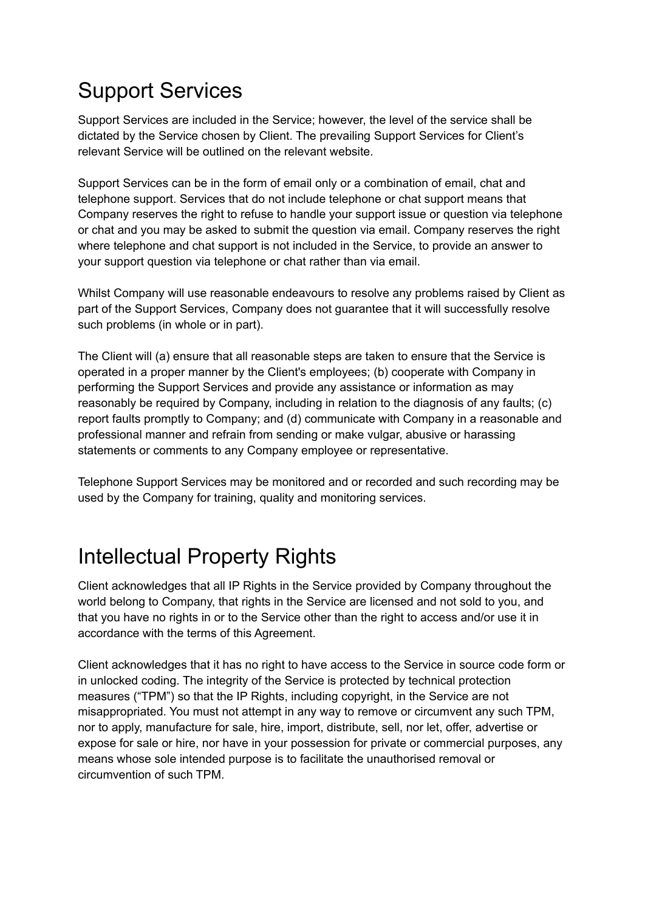## Support Services

Support Services are included in the Service; however, the level of the service shall be dictated by the Service chosen by Client. The prevailing Support Services for Client's relevant Service will be outlined on the relevant website.

Support Services can be in the form of email only or a combination of email, chat and telephone support. Services that do not include telephone or chat support means that Company reserves the right to refuse to handle your support issue or question via telephone or chat and you may be asked to submit the question via email. Company reserves the right where telephone and chat support is not included in the Service, to provide an answer to your support question via telephone or chat rather than via email.

Whilst Company will use reasonable endeavours to resolve any problems raised by Client as part of the Support Services, Company does not guarantee that it will successfully resolve such problems (in whole or in part).

The Client will (a) ensure that all reasonable steps are taken to ensure that the Service is operated in a proper manner by the Client's employees; (b) cooperate with Company in performing the Support Services and provide any assistance or information as may reasonably be required by Company, including in relation to the diagnosis of any faults; (c) report faults promptly to Company; and (d) communicate with Company in a reasonable and professional manner and refrain from sending or make vulgar, abusive or harassing statements or comments to any Company employee or representative.

Telephone Support Services may be monitored and or recorded and such recording may be used by the Company for training, quality and monitoring services.

## Intellectual Property Rights

Client acknowledges that all IP Rights in the Service provided by Company throughout the world belong to Company, that rights in the Service are licensed and not sold to you, and that you have no rights in or to the Service other than the right to access and/or use it in accordance with the terms of this Agreement.

Client acknowledges that it has no right to have access to the Service in source code form or in unlocked coding. The integrity of the Service is protected by technical protection measures ("TPM") so that the IP Rights, including copyright, in the Service are not misappropriated. You must not attempt in any way to remove or circumvent any such TPM, nor to apply, manufacture for sale, hire, import, distribute, sell, nor let, offer, advertise or expose for sale or hire, nor have in your possession for private or commercial purposes, any means whose sole intended purpose is to facilitate the unauthorised removal or circumvention of such TPM.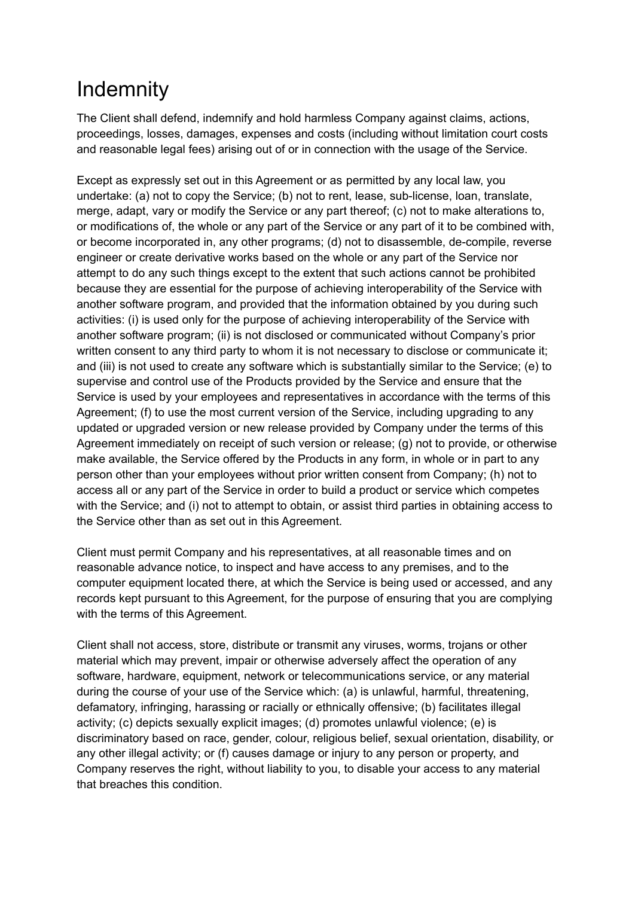# Indemnity

The Client shall defend, indemnify and hold harmless Company against claims, actions, proceedings, losses, damages, expenses and costs (including without limitation court costs and reasonable legal fees) arising out of or in connection with the usage of the Service.

Except as expressly set out in this Agreement or as permitted by any local law, you undertake: (a) not to copy the Service; (b) not to rent, lease, sub-license, loan, translate, merge, adapt, vary or modify the Service or any part thereof; (c) not to make alterations to, or modifications of, the whole or any part of the Service or any part of it to be combined with, or become incorporated in, any other programs; (d) not to disassemble, de-compile, reverse engineer or create derivative works based on the whole or any part of the Service nor attempt to do any such things except to the extent that such actions cannot be prohibited because they are essential for the purpose of achieving interoperability of the Service with another software program, and provided that the information obtained by you during such activities: (i) is used only for the purpose of achieving interoperability of the Service with another software program; (ii) is not disclosed or communicated without Company's prior written consent to any third party to whom it is not necessary to disclose or communicate it; and (iii) is not used to create any software which is substantially similar to the Service; (e) to supervise and control use of the Products provided by the Service and ensure that the Service is used by your employees and representatives in accordance with the terms of this Agreement; (f) to use the most current version of the Service, including upgrading to any updated or upgraded version or new release provided by Company under the terms of this Agreement immediately on receipt of such version or release; (g) not to provide, or otherwise make available, the Service offered by the Products in any form, in whole or in part to any person other than your employees without prior written consent from Company; (h) not to access all or any part of the Service in order to build a product or service which competes with the Service; and (i) not to attempt to obtain, or assist third parties in obtaining access to the Service other than as set out in this Agreement.

Client must permit Company and his representatives, at all reasonable times and on reasonable advance notice, to inspect and have access to any premises, and to the computer equipment located there, at which the Service is being used or accessed, and any records kept pursuant to this Agreement, for the purpose of ensuring that you are complying with the terms of this Agreement.

Client shall not access, store, distribute or transmit any viruses, worms, trojans or other material which may prevent, impair or otherwise adversely affect the operation of any software, hardware, equipment, network or telecommunications service, or any material during the course of your use of the Service which: (a) is unlawful, harmful, threatening, defamatory, infringing, harassing or racially or ethnically offensive; (b) facilitates illegal activity; (c) depicts sexually explicit images; (d) promotes unlawful violence; (e) is discriminatory based on race, gender, colour, religious belief, sexual orientation, disability, or any other illegal activity; or (f) causes damage or injury to any person or property, and Company reserves the right, without liability to you, to disable your access to any material that breaches this condition.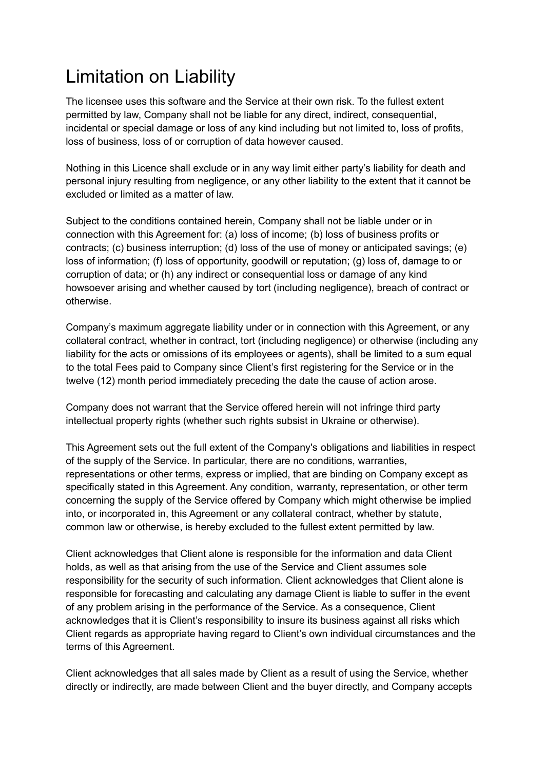# Limitation on Liability

The licensee uses this software and the Service at their own risk. To the fullest extent permitted by law, Company shall not be liable for any direct, indirect, consequential, incidental or special damage or loss of any kind including but not limited to, loss of profits, loss of business, loss of or corruption of data however caused.

Nothing in this Licence shall exclude or in any way limit either party's liability for death and personal injury resulting from negligence, or any other liability to the extent that it cannot be excluded or limited as a matter of law.

Subject to the conditions contained herein, Company shall not be liable under or in connection with this Agreement for: (a) loss of income; (b) loss of business profits or contracts; (c) business interruption; (d) loss of the use of money or anticipated savings; (e) loss of information; (f) loss of opportunity, goodwill or reputation; (g) loss of, damage to or corruption of data; or (h) any indirect or consequential loss or damage of any kind howsoever arising and whether caused by tort (including negligence), breach of contract or otherwise.

Company's maximum aggregate liability under or in connection with this Agreement, or any collateral contract, whether in contract, tort (including negligence) or otherwise (including any liability for the acts or omissions of its employees or agents), shall be limited to a sum equal to the total Fees paid to Company since Client's first registering for the Service or in the twelve (12) month period immediately preceding the date the cause of action arose.

Company does not warrant that the Service offered herein will not infringe third party intellectual property rights (whether such rights subsist in Ukraine or otherwise).

This Agreement sets out the full extent of the Company's obligations and liabilities in respect of the supply of the Service. In particular, there are no conditions, warranties, representations or other terms, express or implied, that are binding on Company except as specifically stated in this Agreement. Any condition, warranty, representation, or other term concerning the supply of the Service offered by Company which might otherwise be implied into, or incorporated in, this Agreement or any collateral contract, whether by statute, common law or otherwise, is hereby excluded to the fullest extent permitted by law.

Client acknowledges that Client alone is responsible for the information and data Client holds, as well as that arising from the use of the Service and Client assumes sole responsibility for the security of such information. Client acknowledges that Client alone is responsible for forecasting and calculating any damage Client is liable to suffer in the event of any problem arising in the performance of the Service. As a consequence, Client acknowledges that it is Client's responsibility to insure its business against all risks which Client regards as appropriate having regard to Client's own individual circumstances and the terms of this Agreement.

Client acknowledges that all sales made by Client as a result of using the Service, whether directly or indirectly, are made between Client and the buyer directly, and Company accepts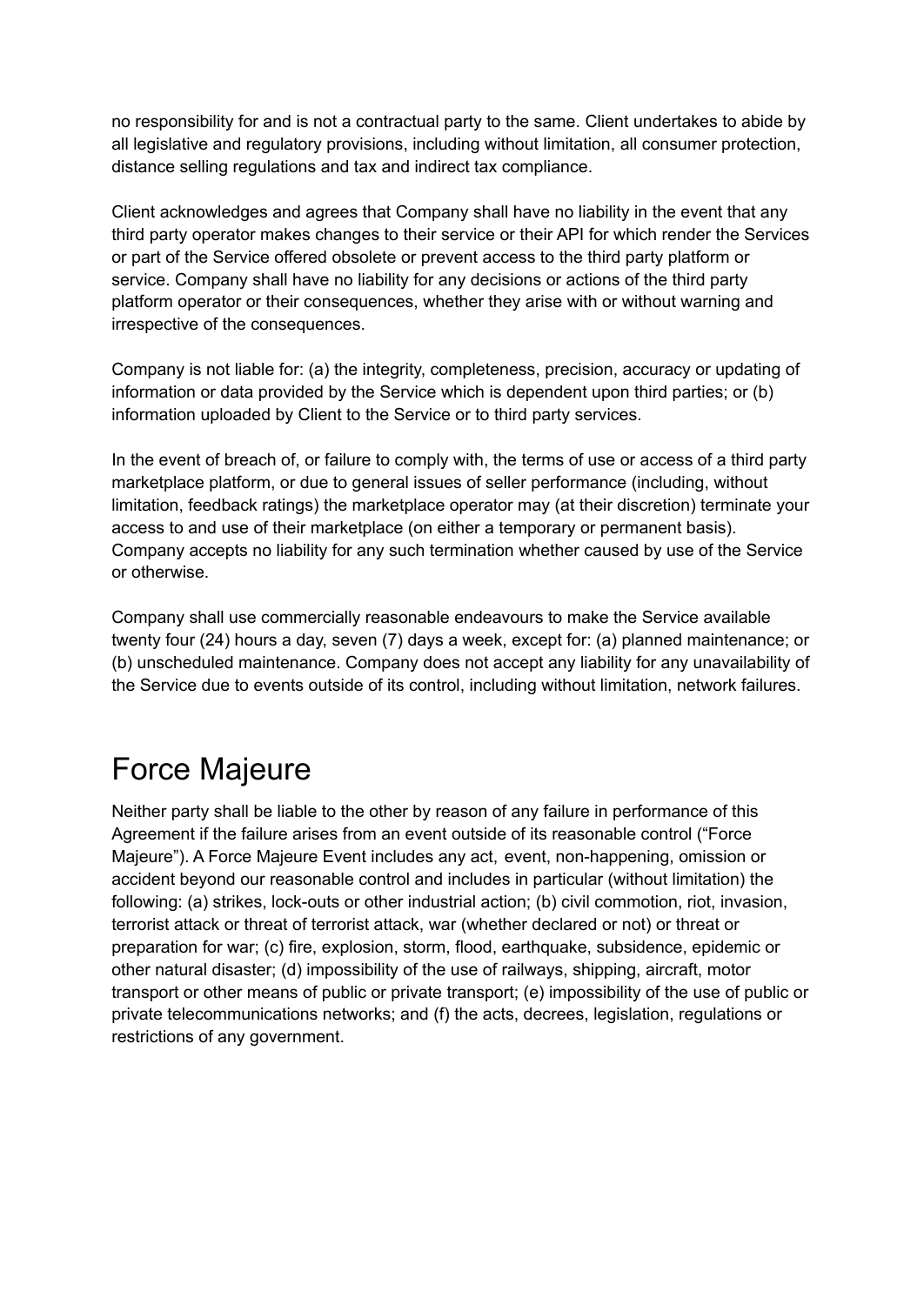no responsibility for and is not a contractual party to the same. Client undertakes to abide by all legislative and regulatory provisions, including without limitation, all consumer protection, distance selling regulations and tax and indirect tax compliance.

Client acknowledges and agrees that Company shall have no liability in the event that any third party operator makes changes to their service or their API for which render the Services or part of the Service offered obsolete or prevent access to the third party platform or service. Company shall have no liability for any decisions or actions of the third party platform operator or their consequences, whether they arise with or without warning and irrespective of the consequences.

Company is not liable for: (a) the integrity, completeness, precision, accuracy or updating of information or data provided by the Service which is dependent upon third parties; or (b) information uploaded by Client to the Service or to third party services.

In the event of breach of, or failure to comply with, the terms of use or access of a third party marketplace platform, or due to general issues of seller performance (including, without limitation, feedback ratings) the marketplace operator may (at their discretion) terminate your access to and use of their marketplace (on either a temporary or permanent basis). Company accepts no liability for any such termination whether caused by use of the Service or otherwise.

Company shall use commercially reasonable endeavours to make the Service available twenty four (24) hours a day, seven (7) days a week, except for: (a) planned maintenance; or (b) unscheduled maintenance. Company does not accept any liability for any unavailability of the Service due to events outside of its control, including without limitation, network failures.

# Force Majeure

Neither party shall be liable to the other by reason of any failure in performance of this Agreement if the failure arises from an event outside of its reasonable control ("Force Majeure"). A Force Majeure Event includes any act, event, non-happening, omission or accident beyond our reasonable control and includes in particular (without limitation) the following: (a) strikes, lock-outs or other industrial action; (b) civil commotion, riot, invasion, terrorist attack or threat of terrorist attack, war (whether declared or not) or threat or preparation for war; (c) fire, explosion, storm, flood, earthquake, subsidence, epidemic or other natural disaster; (d) impossibility of the use of railways, shipping, aircraft, motor transport or other means of public or private transport; (e) impossibility of the use of public or private telecommunications networks; and (f) the acts, decrees, legislation, regulations or restrictions of any government.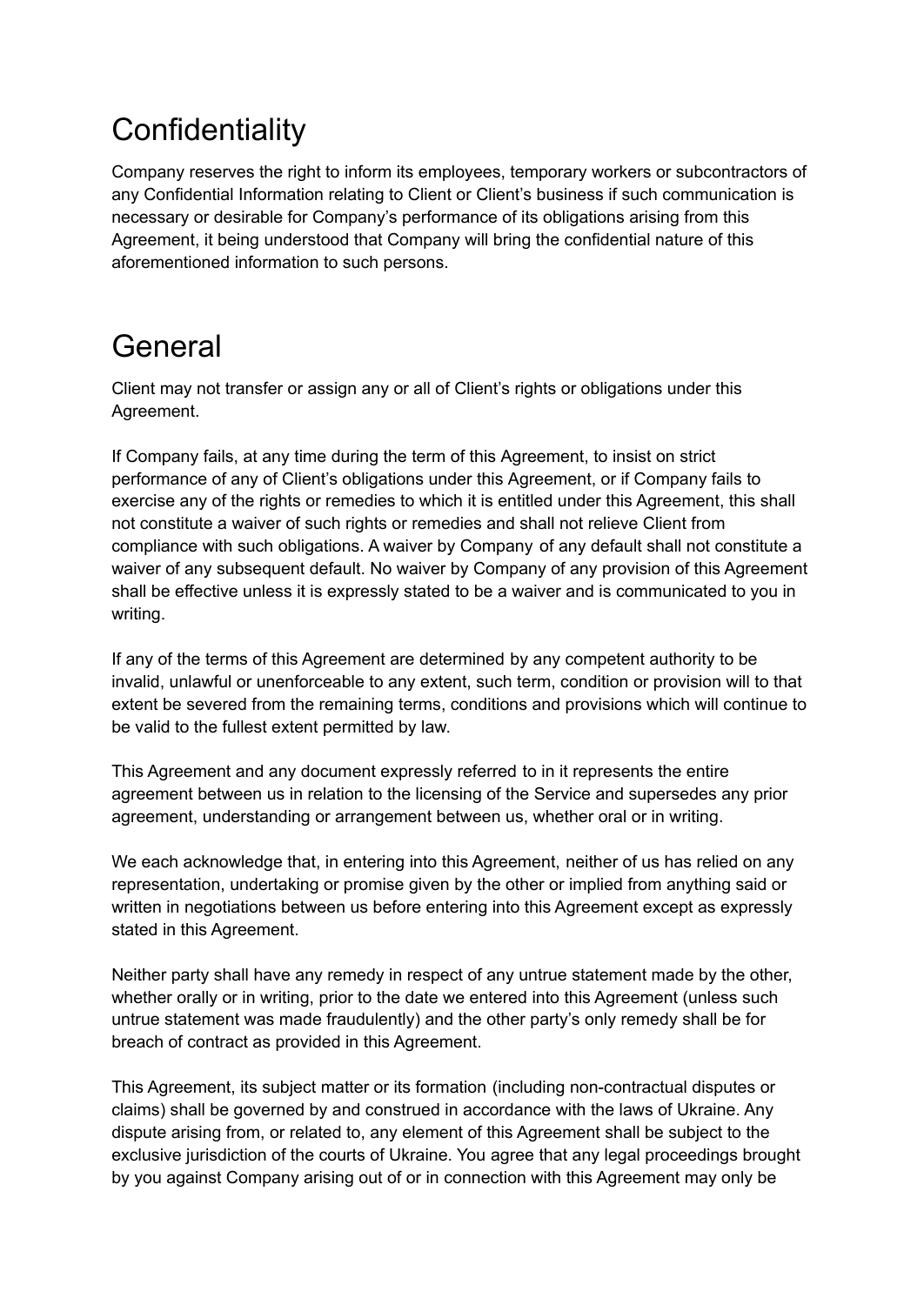# Confidentiality

Company reserves the right to inform its employees, temporary workers or subcontractors of any Confidential Information relating to Client or Client's business if such communication is necessary or desirable for Company's performance of its obligations arising from this Agreement, it being understood that Company will bring the confidential nature of this aforementioned information to such persons.

# General

Client may not transfer or assign any or all of Client's rights or obligations under this Agreement.

If Company fails, at any time during the term of this Agreement, to insist on strict performance of any of Client's obligations under this Agreement, or if Company fails to exercise any of the rights or remedies to which it is entitled under this Agreement, this shall not constitute a waiver of such rights or remedies and shall not relieve Client from compliance with such obligations. A waiver by Company of any default shall not constitute a waiver of any subsequent default. No waiver by Company of any provision of this Agreement shall be effective unless it is expressly stated to be a waiver and is communicated to you in writing.

If any of the terms of this Agreement are determined by any competent authority to be invalid, unlawful or unenforceable to any extent, such term, condition or provision will to that extent be severed from the remaining terms, conditions and provisions which will continue to be valid to the fullest extent permitted by law.

This Agreement and any document expressly referred to in it represents the entire agreement between us in relation to the licensing of the Service and supersedes any prior agreement, understanding or arrangement between us, whether oral or in writing.

We each acknowledge that, in entering into this Agreement, neither of us has relied on any representation, undertaking or promise given by the other or implied from anything said or written in negotiations between us before entering into this Agreement except as expressly stated in this Agreement.

Neither party shall have any remedy in respect of any untrue statement made by the other, whether orally or in writing, prior to the date we entered into this Agreement (unless such untrue statement was made fraudulently) and the other party's only remedy shall be for breach of contract as provided in this Agreement.

This Agreement, its subject matter or its formation (including non-contractual disputes or claims) shall be governed by and construed in accordance with the laws of Ukraine. Any dispute arising from, or related to, any element of this Agreement shall be subject to the exclusive jurisdiction of the courts of Ukraine. You agree that any legal proceedings brought by you against Company arising out of or in connection with this Agreement may only be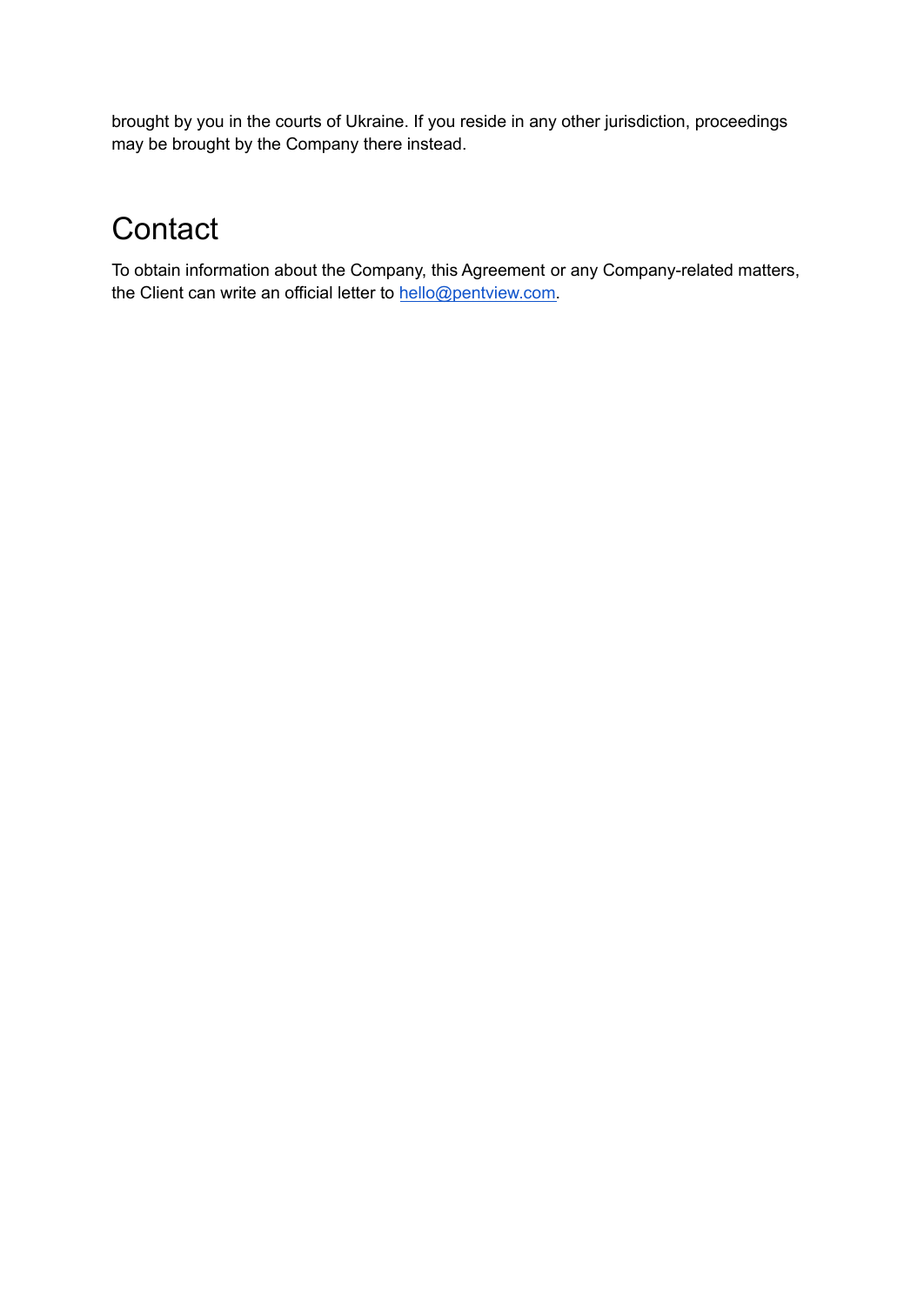brought by you in the courts of Ukraine. If you reside in any other jurisdiction, proceedings may be brought by the Company there instead.

# Contact

To obtain information about the Company, this Agreement or any Company-related matters, the Client can write an official letter to hello@pentview.com.